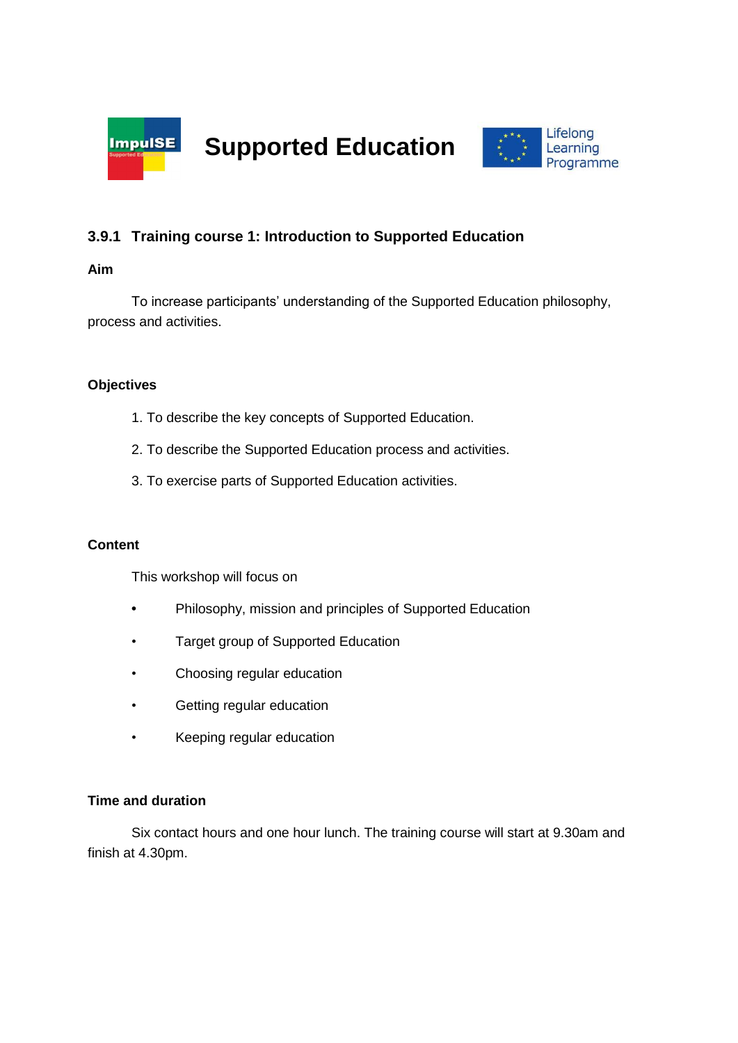# Supported Education

### 3.9.1 Training course 1: Introduction to Supported Education

**Aim**

To increase participants' understanding of the Supported Education philosophy, process and activities.

**Objectives**

1. To describe the key concepts of Supported Education.
2. To describe the Supported Education process and activities.
3. To exercise parts of Supported Education activities.

**Content**

This workshop will focus on

- Philosophy, mission and principles of Supported Education
- Target group of Supported Education
- Choosing regular education
- Getting regular education
- Keeping regular education

**Time and duration**

Six contact hours and one hour lunch. The training course will start at 9.30am and finish at 4.30pm.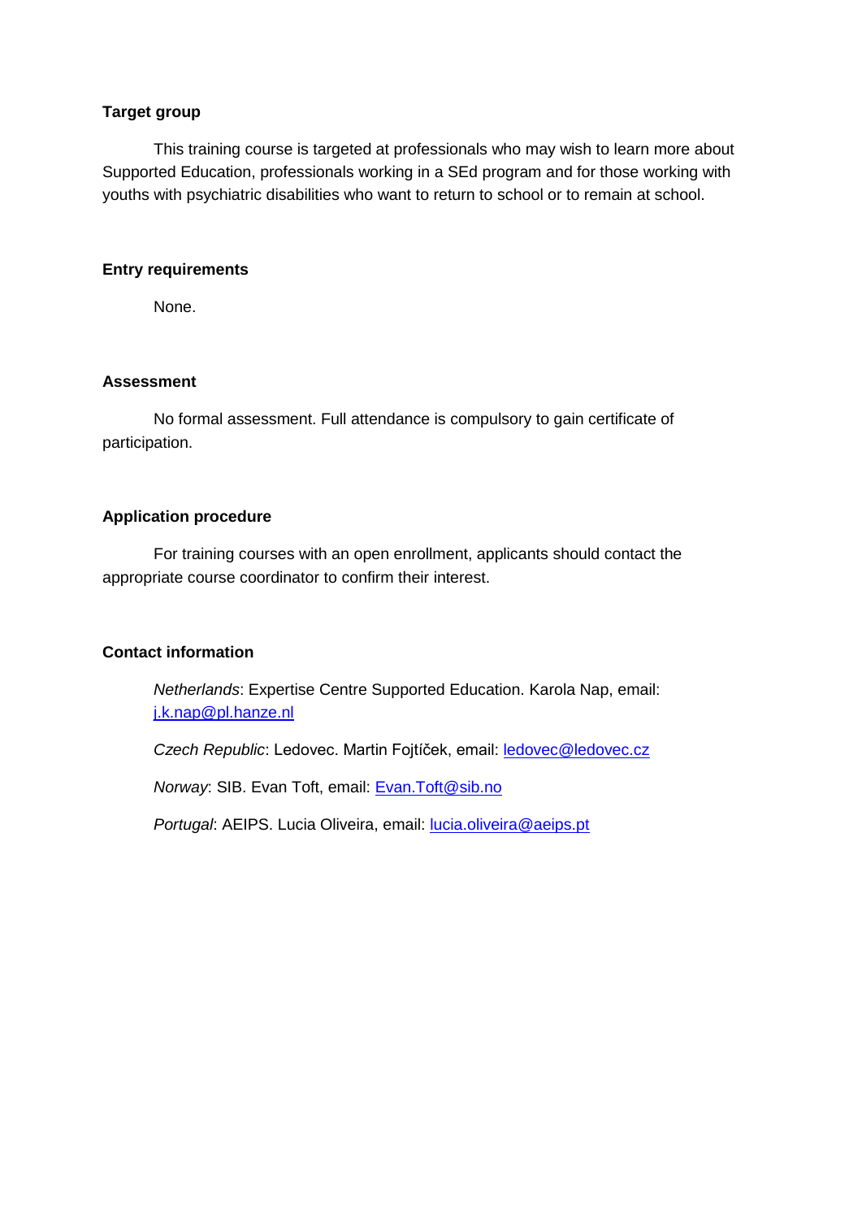**Target group**

This training course is targeted at professionals who may wish to learn more about Supported Education, professionals working in a SEd program and for those working with youths with psychiatric disabilities who want to return to school or to remain at school.

**Entry requirements**

None.

**Assessment**

No formal assessment. Full attendance is compulsory to gain certificate of participation.

**Application procedure**

For training courses with an open enrollment, applicants should contact the appropriate course coordinator to confirm their interest.

**Contact information**

*Netherlands*: Expertise Centre Supported Education. Karola Nap, email: j.k.nap@pl.hanze.nl

*Czech Republic*: Ledovec. Martin Fojtíček, email: ledovec@ledovec.cz

*Norway*: SIB. Evan Toft, email: Evan.Toft@sib.no

*Portugal*: AEIPS. Lucia Oliveira, email: lucia.oliveira@aeips.pt